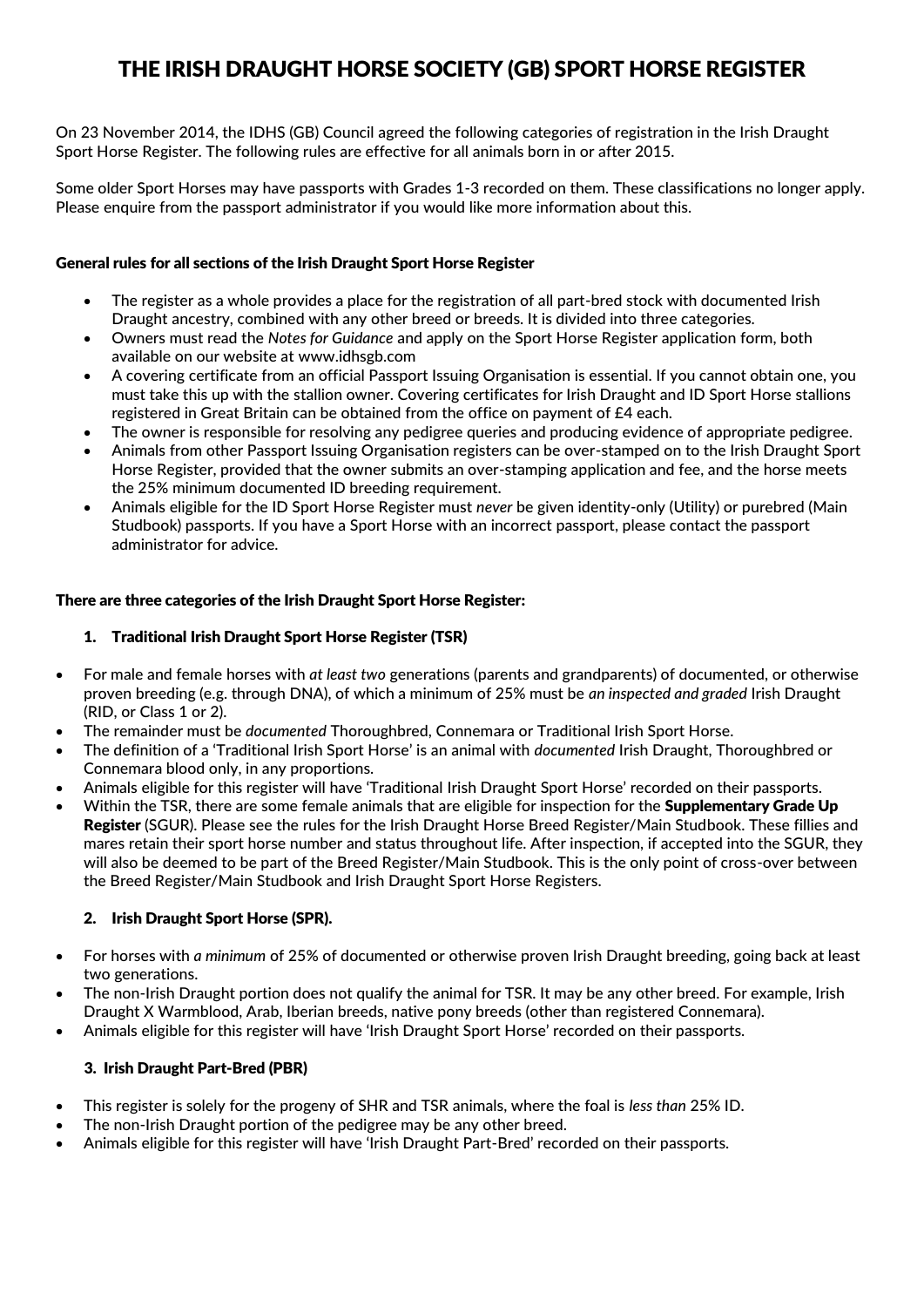# THE IRISH DRAUGHT HORSE SOCIETY (GB) SPORT HORSE REGISTER

On 23 November 2014, the IDHS (GB) Council agreed the following categories of registration in the Irish Draught Sport Horse Register. The following rules are effective for all animals born in or after 2015.

Some older Sport Horses may have passports with Grades 1-3 recorded on them. These classifications no longer apply. Please enquire from the passport administrator if you would like more information about this.

### General rules for all sections of the Irish Draught Sport Horse Register

- The register as a whole provides a place for the registration of all part-bred stock with documented Irish Draught ancestry, combined with any other breed or breeds. It is divided into three categories.
- Owners must read the *Notes for Guidance* and apply on the Sport Horse Register application form, both available on our website at www.idhsgb.com
- A covering certificate from an official Passport Issuing Organisation is essential. If you cannot obtain one, you must take this up with the stallion owner. Covering certificates for Irish Draught and ID Sport Horse stallions registered in Great Britain can be obtained from the office on payment of £4 each.
- The owner is responsible for resolving any pedigree queries and producing evidence of appropriate pedigree.
- Animals from other Passport Issuing Organisation registers can be over-stamped on to the Irish Draught Sport Horse Register, provided that the owner submits an over-stamping application and fee, and the horse meets the 25% minimum documented ID breeding requirement.
- Animals eligible for the ID Sport Horse Register must *never* be given identity-only (Utility) or purebred (Main Studbook) passports. If you have a Sport Horse with an incorrect passport, please contact the passport administrator for advice.

### There are three categories of the Irish Draught Sport Horse Register:

#### 1. Traditional Irish Draught Sport Horse Register (TSR)

- For male and female horses with *at least two* generations (parents and grandparents) of documented, or otherwise proven breeding (e.g. through DNA), of which a minimum of 25% must be *an inspected and graded* Irish Draught (RID, or Class 1 or 2).
- The remainder must be *documented* Thoroughbred, Connemara or Traditional Irish Sport Horse.
- The definition of a 'Traditional Irish Sport Horse' is an animal with *documented* Irish Draught, Thoroughbred or Connemara blood only, in any proportions.
- Animals eligible for this register will have 'Traditional Irish Draught Sport Horse' recorded on their passports.
- Within the TSR, there are some female animals that are eligible for inspection for the **Supplementary Grade Up Register** (SGUR). Please see the rules for the Irish Draught Horse Breed Register/Main Studbook. These fillies and mares retain their sport horse number and status throughout life. After inspection, if accepted into the SGUR, they will also be deemed to be part of the Breed Register/Main Studbook. This is the only point of cross-over between the Breed Register/Main Studbook and Irish Draught Sport Horse Registers.

#### 2. Irish Draught Sport Horse (SPR).

- For horses with *a minimum* of 25% of documented or otherwise proven Irish Draught breeding, going back at least two generations.
- The non-Irish Draught portion does not qualify the animal for TSR. It may be any other breed. For example, Irish Draught X Warmblood, Arab, Iberian breeds, native pony breeds (other than registered Connemara).
- Animals eligible for this register will have 'Irish Draught Sport Horse' recorded on their passports.

#### 3. Irish Draught Part-Bred (PBR)

- This register is solely for the progeny of SHR and TSR animals, where the foal is *less than* 25% ID.
- The non-Irish Draught portion of the pedigree may be any other breed.
- Animals eligible for this register will have 'Irish Draught Part-Bred' recorded on their passports.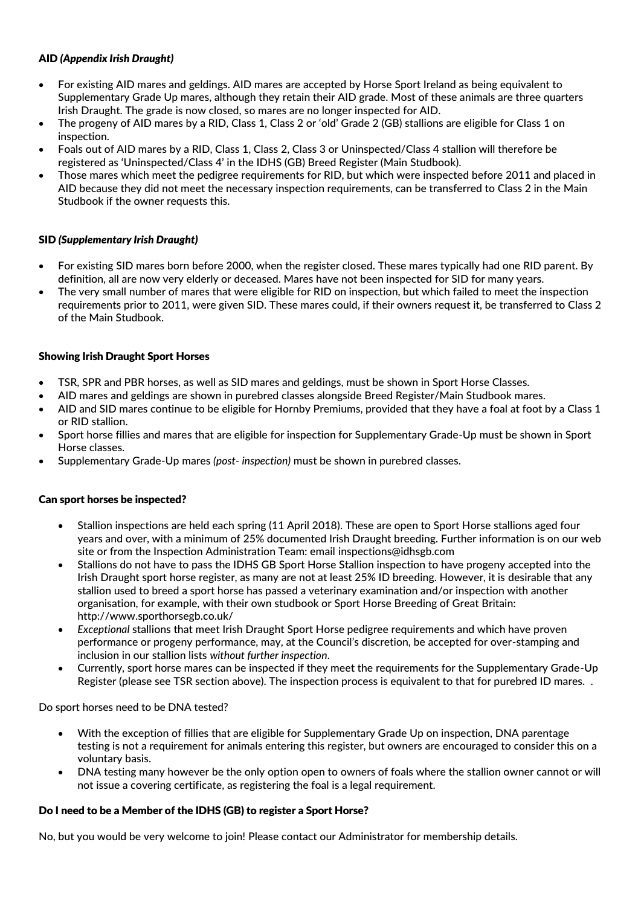### AID *(Appendix Irish Draught)*

- For existing AID mares and geldings. AID mares are accepted by Horse Sport Ireland as being equivalent to Supplementary Grade Up mares, although they retain their AID grade. Most of these animals are three quarters Irish Draught. The grade is now closed, so mares are no longer inspected for AID.
- The progeny of AID mares by a RID, Class 1, Class 2 or 'old' Grade 2 (GB) stallions are eligible for Class 1 on inspection.
- Foals out of AID mares by a RID, Class 1, Class 2, Class 3 or Uninspected/Class 4 stallion will therefore be registered as 'Uninspected/Class 4' in the IDHS (GB) Breed Register (Main Studbook).
- Those mares which meet the pedigree requirements for RID, but which were inspected before 2011 and placed in AID because they did not meet the necessary inspection requirements, can be transferred to Class 2 in the Main Studbook if the owner requests this.

### SID *(Supplementary Irish Draught)*

- For existing SID mares born before 2000, when the register closed. These mares typically had one RID parent. By definition, all are now very elderly or deceased. Mares have not been inspected for SID for many years.
- The very small number of mares that were eligible for RID on inspection, but which failed to meet the inspection requirements prior to 2011, were given SID. These mares could, if their owners request it, be transferred to Class 2 of the Main Studbook.

### Showing Irish Draught Sport Horses

- TSR, SPR and PBR horses, as well as SID mares and geldings, must be shown in Sport Horse Classes.
- AID mares and geldings are shown in purebred classes alongside Breed Register/Main Studbook mares.
- AID and SID mares continue to be eligible for Hornby Premiums, provided that they have a foal at foot by a Class 1 or RID stallion.
- Sport horse fillies and mares that are eligible for inspection for Supplementary Grade-Up must be shown in Sport Horse classes.
- Supplementary Grade-Up mares *(post- inspection)* must be shown in purebred classes.

### Can sport horses be inspected?

- Stallion inspections are held each spring (11 April 2018). These are open to Sport Horse stallions aged four years and over, with a minimum of 25% documented Irish Draught breeding. Further information is on our web site or from the Inspection Administration Team: email inspections@idhsgb.com
- Stallions do not have to pass the IDHS GB Sport Horse Stallion inspection to have progeny accepted into the Irish Draught sport horse register, as many are not at least 25% ID breeding. However, it is desirable that any stallion used to breed a sport horse has passed a veterinary examination and/or inspection with another organisation, for example, with their own studbook or Sport Horse Breeding of Great Britain: http://www.sporthorsegb.co.uk/
- *Exceptional* stallions that meet Irish Draught Sport Horse pedigree requirements and which have proven performance or progeny performance, may, at the Council's discretion, be accepted for over-stamping and inclusion in our stallion lists *without further inspection*.
- Currently, sport horse mares can be inspected if they meet the requirements for the Supplementary Grade-Up Register (please see TSR section above). The inspection process is equivalent to that for purebred ID mares. .

Do sport horses need to be DNA tested?

- With the exception of fillies that are eligible for Supplementary Grade Up on inspection, DNA parentage testing is not a requirement for animals entering this register, but owners are encouraged to consider this on a voluntary basis.
- DNA testing many however be the only option open to owners of foals where the stallion owner cannot or will not issue a covering certificate, as registering the foal is a legal requirement.

### Do I need to be a Member of the IDHS (GB) to register a Sport Horse?

No, but you would be very welcome to join! Please contact our Administrator for membership details.